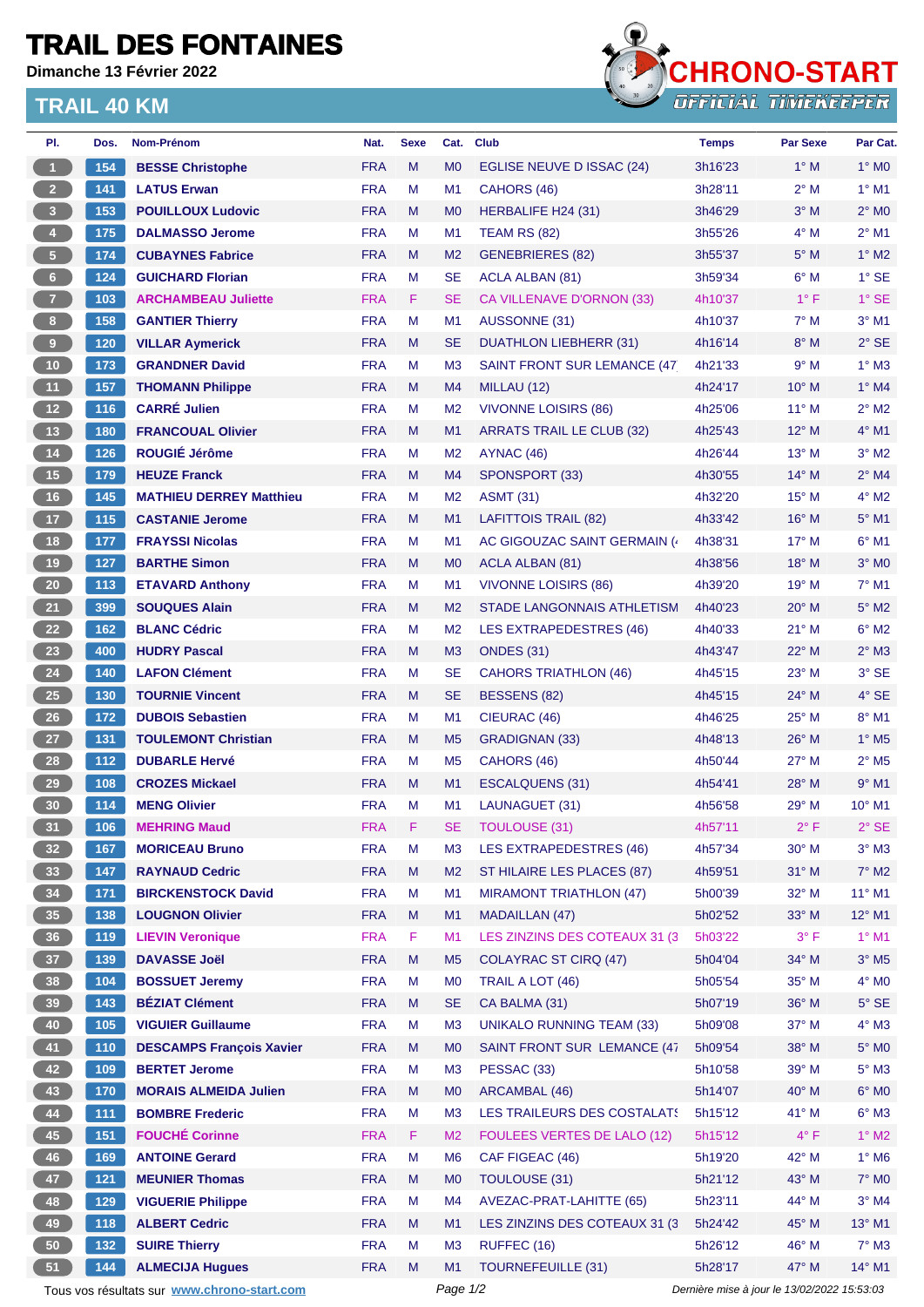# TRAIL DES FONTAINES

**Dimanche 13 Février 2022**

## TRAIL 40 KM

CHRONO-START
OFFICIAL TIMEKEEPER

| Pl. | Dos. | Nom-Prénom | Nat. | Sexe | Cat. | Club | Temps | Par Sexe | Par Cat. |
|---|---|---|---|---|---|---|---|---|---|
| 1 | 154 | BESSE Christophe | FRA | M | M0 | EGLISE NEUVE D ISSAC (24) | 3h16'23 | 1° M | 1° M0 |
| 2 | 141 | LATUS Erwan | FRA | M | M1 | CAHORS (46) | 3h28'11 | 2° M | 1° M1 |
| 3 | 153 | POUILLOUX Ludovic | FRA | M | M0 | HERBALIFE H24 (31) | 3h46'29 | 3° M | 2° M0 |
| 4 | 175 | DALMASSO Jerome | FRA | M | M1 | TEAM RS (82) | 3h55'26 | 4° M | 2° M1 |
| 5 | 174 | CUBAYNES Fabrice | FRA | M | M2 | GENEBRIERES (82) | 3h55'37 | 5° M | 1° M2 |
| 6 | 124 | GUICHARD Florian | FRA | M | SE | ACLA ALBAN (81) | 3h59'34 | 6° M | 1° SE |
| 7 | 103 | ARCHAMBEAU Juliette | FRA | F | SE | CA VILLENAVE D'ORNON (33) | 4h10'37 | 1° F | 1° SE |
| 8 | 158 | GANTIER Thierry | FRA | M | M1 | AUSSONNE (31) | 4h10'37 | 7° M | 3° M1 |
| 9 | 120 | VILLAR Aymerick | FRA | M | SE | DUATHLON LIEBHERR (31) | 4h16'14 | 8° M | 2° SE |
| 10 | 173 | GRANDNER David | FRA | M | M3 | SAINT FRONT SUR LEMANCE (47 | 4h21'33 | 9° M | 1° M3 |
| 11 | 157 | THOMANN Philippe | FRA | M | M4 | MILLAU (12) | 4h24'17 | 10° M | 1° M4 |
| 12 | 116 | CARRÉ Julien | FRA | M | M2 | VIVONNE LOISIRS (86) | 4h25'06 | 11° M | 2° M2 |
| 13 | 180 | FRANCOUAL Olivier | FRA | M | M1 | ARRATS TRAIL LE CLUB (32) | 4h25'43 | 12° M | 4° M1 |
| 14 | 126 | ROUGIÉ Jérôme | FRA | M | M2 | AYNAC (46) | 4h26'44 | 13° M | 3° M2 |
| 15 | 179 | HEUZE Franck | FRA | M | M4 | SPONSPORT (33) | 4h30'55 | 14° M | 2° M4 |
| 16 | 145 | MATHIEU DERREY Matthieu | FRA | M | M2 | ASMT (31) | 4h32'20 | 15° M | 4° M2 |
| 17 | 115 | CASTANIE Jerome | FRA | M | M1 | LAFITTOIS TRAIL (82) | 4h33'42 | 16° M | 5° M1 |
| 18 | 177 | FRAYSSI Nicolas | FRA | M | M1 | AC GIGOUZAC SAINT GERMAIN ( | 4h38'31 | 17° M | 6° M1 |
| 19 | 127 | BARTHE Simon | FRA | M | M0 | ACLA ALBAN (81) | 4h38'56 | 18° M | 3° M0 |
| 20 | 113 | ETAVARD Anthony | FRA | M | M1 | VIVONNE LOISIRS (86) | 4h39'20 | 19° M | 7° M1 |
| 21 | 399 | SOUQUES Alain | FRA | M | M2 | STADE LANGONNAIS ATHLETISM | 4h40'23 | 20° M | 5° M2 |
| 22 | 162 | BLANC Cédric | FRA | M | M2 | LES EXTRAPEDESTRES (46) | 4h40'33 | 21° M | 6° M2 |
| 23 | 400 | HUDRY Pascal | FRA | M | M3 | ONDES (31) | 4h43'47 | 22° M | 2° M3 |
| 24 | 140 | LAFON Clément | FRA | M | SE | CAHORS TRIATHLON (46) | 4h45'15 | 23° M | 3° SE |
| 25 | 130 | TOURNIE Vincent | FRA | M | SE | BESSENS (82) | 4h45'15 | 24° M | 4° SE |
| 26 | 172 | DUBOIS Sebastien | FRA | M | M1 | CIEURAC (46) | 4h46'25 | 25° M | 8° M1 |
| 27 | 131 | TOULEMONT Christian | FRA | M | M5 | GRADIGNAN (33) | 4h48'13 | 26° M | 1° M5 |
| 28 | 112 | DUBARLE Hervé | FRA | M | M5 | CAHORS (46) | 4h50'44 | 27° M | 2° M5 |
| 29 | 108 | CROZES Mickael | FRA | M | M1 | ESCALQUENS (31) | 4h54'41 | 28° M | 9° M1 |
| 30 | 114 | MENG Olivier | FRA | M | M1 | LAUNAGUET (31) | 4h56'58 | 29° M | 10° M1 |
| 31 | 106 | MEHRING Maud | FRA | F | SE | TOULOUSE (31) | 4h57'11 | 2° F | 2° SE |
| 32 | 167 | MORICEAU Bruno | FRA | M | M3 | LES EXTRAPEDESTRES (46) | 4h57'34 | 30° M | 3° M3 |
| 33 | 147 | RAYNAUD Cedric | FRA | M | M2 | ST HILAIRE LES PLACES (87) | 4h59'51 | 31° M | 7° M2 |
| 34 | 171 | BIRCKENSTOCK David | FRA | M | M1 | MIRAMONT TRIATHLON (47) | 5h00'39 | 32° M | 11° M1 |
| 35 | 138 | LOUGNON Olivier | FRA | M | M1 | MADAILLAN (47) | 5h02'52 | 33° M | 12° M1 |
| 36 | 119 | LIEVIN Veronique | FRA | F | M1 | LES ZINZINS DES COTEAUX 31 (3 | 5h03'22 | 3° F | 1° M1 |
| 37 | 139 | DAVASSE Joël | FRA | M | M5 | COLAYRAC ST CIRQ (47) | 5h04'04 | 34° M | 3° M5 |
| 38 | 104 | BOSSUET Jeremy | FRA | M | M0 | TRAIL A LOT (46) | 5h05'54 | 35° M | 4° M0 |
| 39 | 143 | BÉZIAT Clément | FRA | M | SE | CA BALMA (31) | 5h07'19 | 36° M | 5° SE |
| 40 | 105 | VIGUIER Guillaume | FRA | M | M3 | UNIKALO RUNNING TEAM (33) | 5h09'08 | 37° M | 4° M3 |
| 41 | 110 | DESCAMPS François Xavier | FRA | M | M0 | SAINT FRONT SUR LEMANCE (47 | 5h09'54 | 38° M | 5° M0 |
| 42 | 109 | BERTET Jerome | FRA | M | M3 | PESSAC (33) | 5h10'58 | 39° M | 5° M3 |
| 43 | 170 | MORAIS ALMEIDA Julien | FRA | M | M0 | ARCAMBAL (46) | 5h14'07 | 40° M | 6° M0 |
| 44 | 111 | BOMBRE Frederic | FRA | M | M3 | LES TRAILEURS DES COSTALATS | 5h15'12 | 41° M | 6° M3 |
| 45 | 151 | FOUCHÉ Corinne | FRA | F | M2 | FOULEES VERTES DE LALO (12) | 5h15'12 | 4° F | 1° M2 |
| 46 | 169 | ANTOINE Gerard | FRA | M | M6 | CAF FIGEAC (46) | 5h19'20 | 42° M | 1° M6 |
| 47 | 121 | MEUNIER Thomas | FRA | M | M0 | TOULOUSE (31) | 5h21'12 | 43° M | 7° M0 |
| 48 | 129 | VIGUERIE Philippe | FRA | M | M4 | AVEZAC-PRAT-LAHITTE (65) | 5h23'11 | 44° M | 3° M4 |
| 49 | 118 | ALBERT Cedric | FRA | M | M1 | LES ZINZINS DES COTEAUX 31 (3 | 5h24'42 | 45° M | 13° M1 |
| 50 | 132 | SUIRE Thierry | FRA | M | M3 | RUFFEC (16) | 5h26'12 | 46° M | 7° M3 |
| 51 | 144 | ALMECIJA Hugues | FRA | M | M1 | TOURNEFEUILLE (31) | 5h28'17 | 47° M | 14° M1 |

Tous vos résultats sur www.chrono-start.com — Dernière mise à jour le 13/02/2022 15:53:03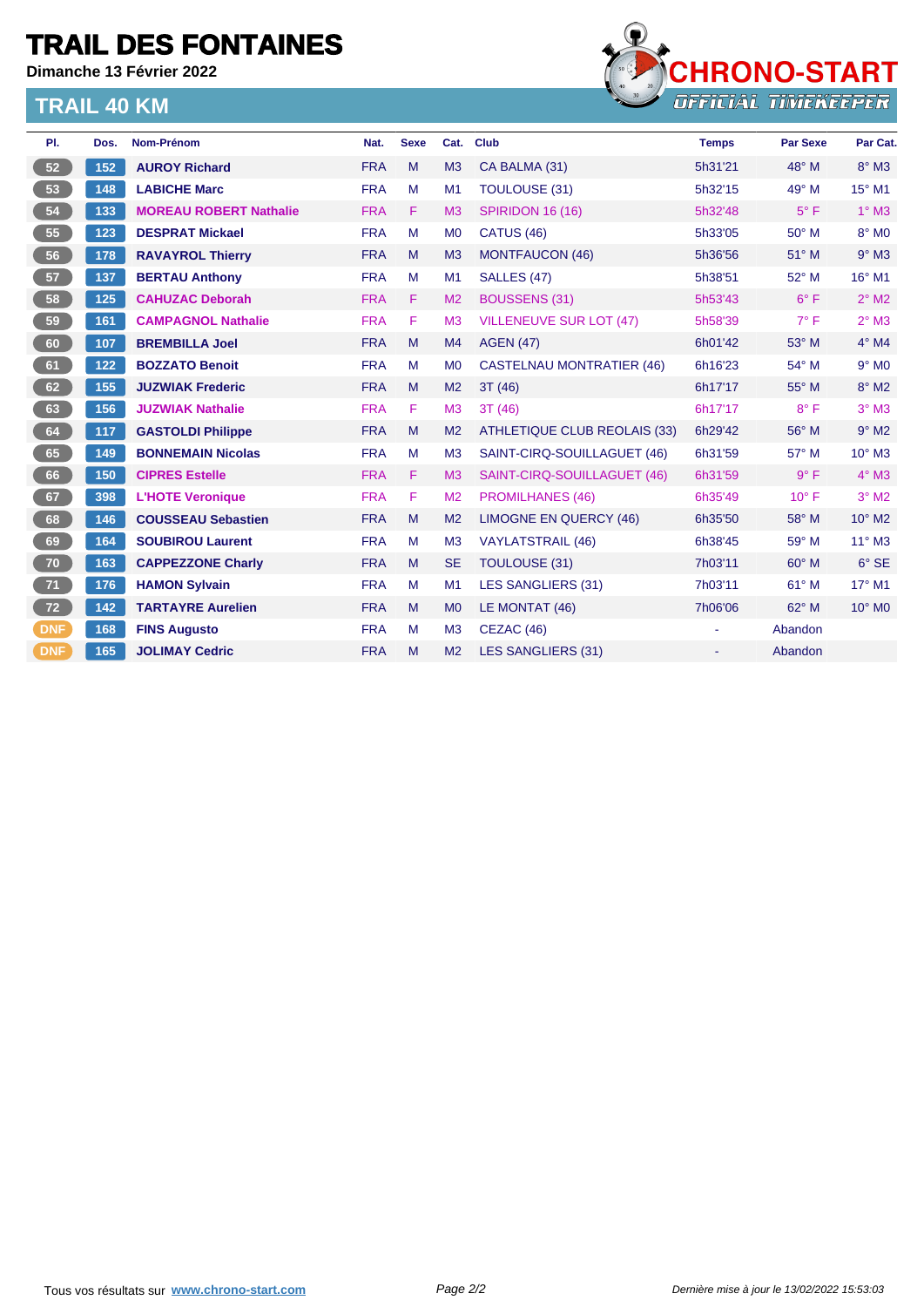# TRAIL DES FONTAINES

**Dimanche 13 Février 2022**

## TRAIL 40 KM

CHRONO-START OFFICIAL TIMEKEEPER

| Pl. | Dos. | Nom-Prénom | Nat. | Sexe | Cat. | Club | Temps | Par Sexe | Par Cat. |
|---|---|---|---|---|---|---|---|---|---|
| 52 | 152 | **AUROY Richard** | FRA | M | M3 | CA BALMA (31) | 5h31'21 | 48° M | 8° M3 |
| 53 | 148 | **LABICHE Marc** | FRA | M | M1 | TOULOUSE (31) | 5h32'15 | 49° M | 15° M1 |
| 54 | 133 | **MOREAU ROBERT Nathalie** | FRA | F | M3 | SPIRIDON 16 (16) | 5h32'48 | 5° F | 1° M3 |
| 55 | 123 | **DESPRAT Mickael** | FRA | M | M0 | CATUS (46) | 5h33'05 | 50° M | 8° M0 |
| 56 | 178 | **RAVAYROL Thierry** | FRA | M | M3 | MONTFAUCON (46) | 5h36'56 | 51° M | 9° M3 |
| 57 | 137 | **BERTAU Anthony** | FRA | M | M1 | SALLES (47) | 5h38'51 | 52° M | 16° M1 |
| 58 | 125 | **CAHUZAC Deborah** | FRA | F | M2 | BOUSSENS (31) | 5h53'43 | 6° F | 2° M2 |
| 59 | 161 | **CAMPAGNOL Nathalie** | FRA | F | M3 | VILLENEUVE SUR LOT (47) | 5h58'39 | 7° F | 2° M3 |
| 60 | 107 | **BREMBILLA Joel** | FRA | M | M4 | AGEN (47) | 6h01'42 | 53° M | 4° M4 |
| 61 | 122 | **BOZZATO Benoit** | FRA | M | M0 | CASTELNAU MONTRATIER (46) | 6h16'23 | 54° M | 9° M0 |
| 62 | 155 | **JUZWIAK Frederic** | FRA | M | M2 | 3T (46) | 6h17'17 | 55° M | 8° M2 |
| 63 | 156 | **JUZWIAK Nathalie** | FRA | F | M3 | 3T (46) | 6h17'17 | 8° F | 3° M3 |
| 64 | 117 | **GASTOLDI Philippe** | FRA | M | M2 | ATHLETIQUE CLUB REOLAIS (33) | 6h29'42 | 56° M | 9° M2 |
| 65 | 149 | **BONNEMAIN Nicolas** | FRA | M | M3 | SAINT-CIRQ-SOUILLAGUET (46) | 6h31'59 | 57° M | 10° M3 |
| 66 | 150 | **CIPRES Estelle** | FRA | F | M3 | SAINT-CIRQ-SOUILLAGUET (46) | 6h31'59 | 9° F | 4° M3 |
| 67 | 398 | **L'HOTE Veronique** | FRA | F | M2 | PROMILHANES (46) | 6h35'49 | 10° F | 3° M2 |
| 68 | 146 | **COUSSEAU Sebastien** | FRA | M | M2 | LIMOGNE EN QUERCY (46) | 6h35'50 | 58° M | 10° M2 |
| 69 | 164 | **SOUBIROU Laurent** | FRA | M | M3 | VAYLATSTRAIL (46) | 6h38'45 | 59° M | 11° M3 |
| 70 | 163 | **CAPPEZZONE Charly** | FRA | M | SE | TOULOUSE (31) | 7h03'11 | 60° M | 6° SE |
| 71 | 176 | **HAMON Sylvain** | FRA | M | M1 | LES SANGLIERS (31) | 7h03'11 | 61° M | 17° M1 |
| 72 | 142 | **TARTAYRE Aurelien** | FRA | M | M0 | LE MONTAT (46) | 7h06'06 | 62° M | 10° M0 |
| DNF | 168 | **FINS Augusto** | FRA | M | M3 | CEZAC (46) | - | Abandon | |
| DNF | 165 | **JOLIMAY Cedric** | FRA | M | M2 | LES SANGLIERS (31) | - | Abandon | |

Tous vos résultats sur www.chrono-start.com

*Dernière mise à jour le 13/02/2022 15:53:03*